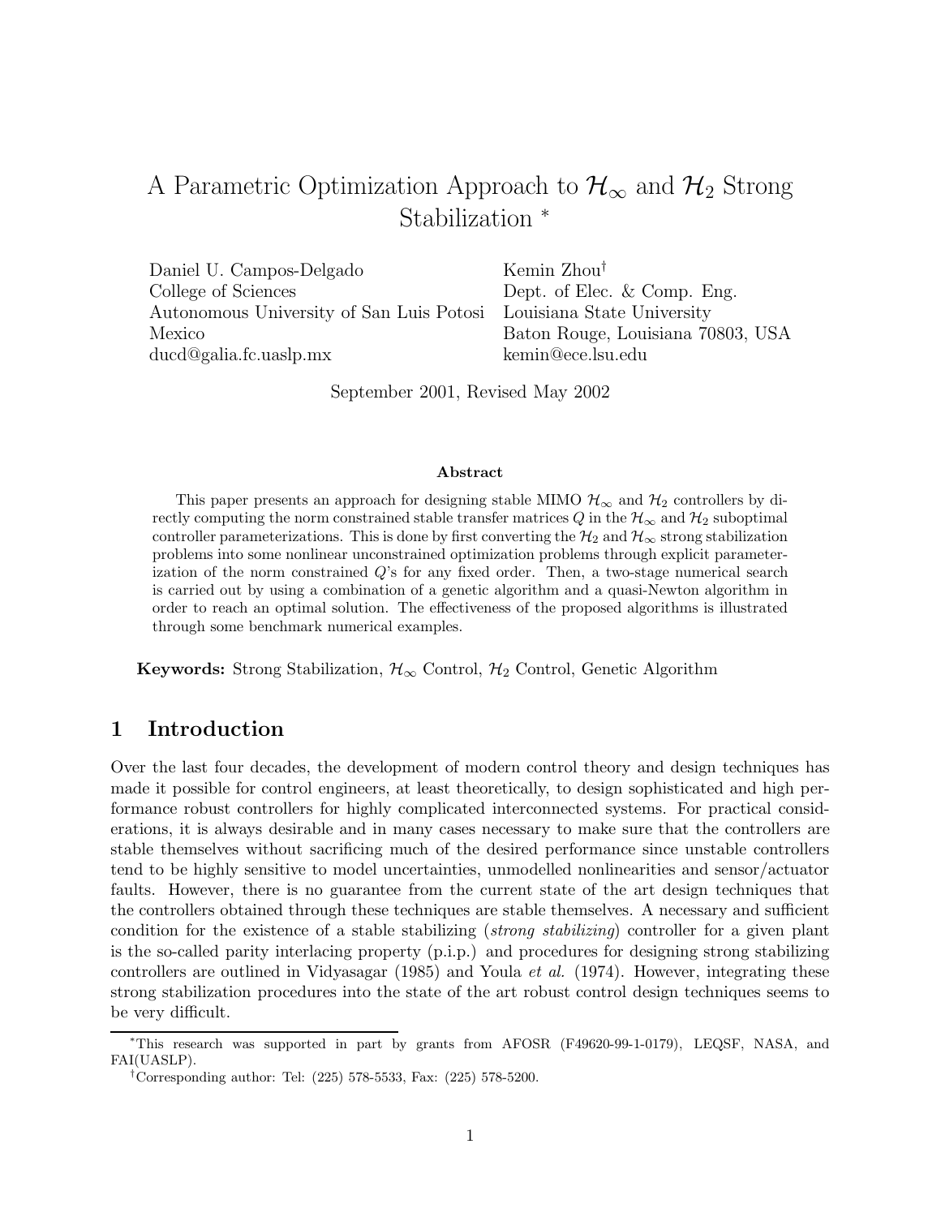# A Parametric Optimization Approach to $\mathcal{H}_\infty$ and $\mathcal{H}_2$ Strong Stabilization [*]

Daniel U. Campos-Delgado
College of Sciences
Autonomous University of San Luis Potosi
Mexico
ducd@galia.fc.uaslp.mx

Kemin Zhou[†]
Dept. of Elec. & Comp. Eng.
Louisiana State University
Baton Rouge, Louisiana 70803, USA
kemin@ece.lsu.edu

September 2001, Revised May 2002

**Abstract**

This paper presents an approach for designing stable MIMO $\mathcal{H}_\infty$ and $\mathcal{H}_2$ controllers by directly computing the norm constrained stable transfer matrices $Q$ in the $\mathcal{H}_\infty$ and $\mathcal{H}_2$ suboptimal controller parameterizations. This is done by first converting the $\mathcal{H}_2$ and $\mathcal{H}_\infty$ strong stabilization problems into some nonlinear unconstrained optimization problems through explicit parameterization of the norm constrained $Q$'s for any fixed order. Then, a two-stage numerical search is carried out by using a combination of a genetic algorithm and a quasi-Newton algorithm in order to reach an optimal solution. The effectiveness of the proposed algorithms is illustrated through some benchmark numerical examples.

**Keywords:** Strong Stabilization, $\mathcal{H}_\infty$ Control, $\mathcal{H}_2$ Control, Genetic Algorithm

## 1 Introduction

Over the last four decades, the development of modern control theory and design techniques has made it possible for control engineers, at least theoretically, to design sophisticated and high performance robust controllers for highly complicated interconnected systems. For practical considerations, it is always desirable and in many cases necessary to make sure that the controllers are stable themselves without sacrificing much of the desired performance since unstable controllers tend to be highly sensitive to model uncertainties, unmodelled nonlinearities and sensor/actuator faults. However, there is no guarantee from the current state of the art design techniques that the controllers obtained through these techniques are stable themselves. A necessary and sufficient condition for the existence of a stable stabilizing (*strong stabilizing*) controller for a given plant is the so-called parity interlacing property (p.i.p.) and procedures for designing strong stabilizing controllers are outlined in Vidyasagar (1985) and Youla *et al.* (1974). However, integrating these strong stabilization procedures into the state of the art robust control design techniques seems to be very difficult.

[*] This research was supported in part by grants from AFOSR (F49620-99-1-0179), LEQSF, NASA, and FAI(UASLP).

[†] Corresponding author: Tel: (225) 578-5533, Fax: (225) 578-5200.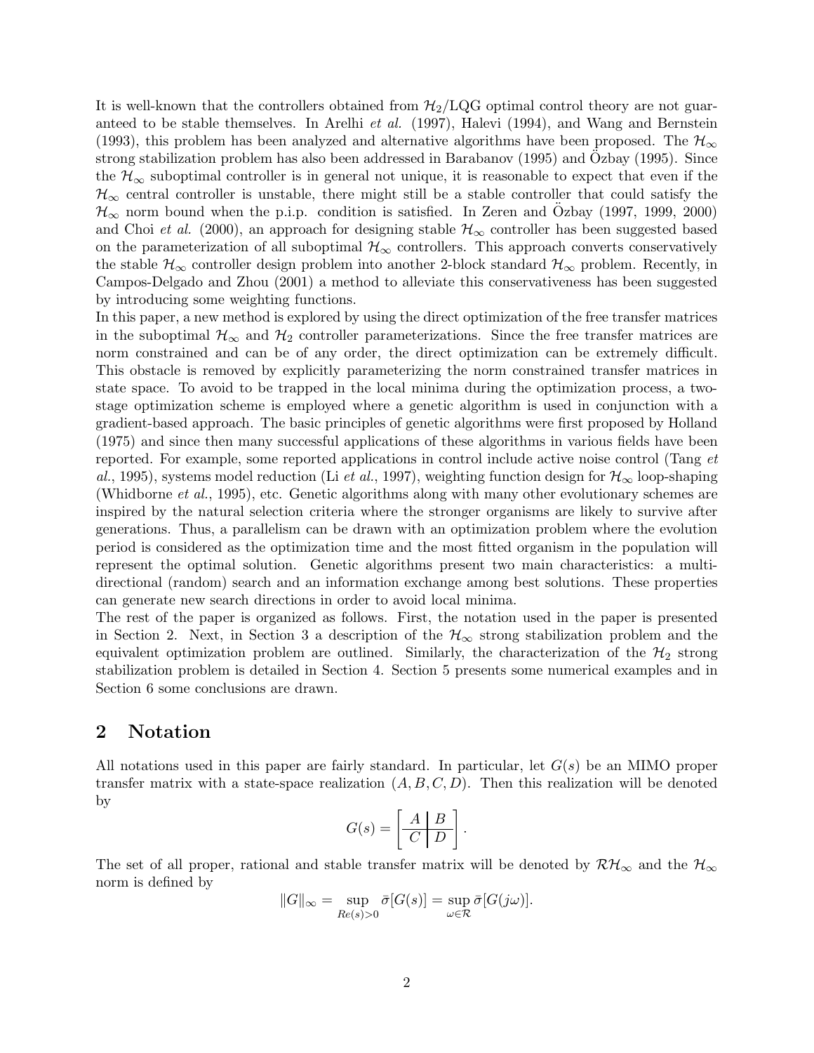It is well-known that the controllers obtained from $\mathcal{H}_2$/LQG optimal control theory are not guaranteed to be stable themselves. In Arelhi *et al.* (1997), Halevi (1994), and Wang and Bernstein (1993), this problem has been analyzed and alternative algorithms have been proposed. The $\mathcal{H}_\infty$ strong stabilization problem has also been addressed in Barabanov (1995) and Özbay (1995). Since the $\mathcal{H}_\infty$ suboptimal controller is in general not unique, it is reasonable to expect that even if the $\mathcal{H}_\infty$ central controller is unstable, there might still be a stable controller that could satisfy the $\mathcal{H}_\infty$ norm bound when the p.i.p. condition is satisfied. In Zeren and Özbay (1997, 1999, 2000) and Choi *et al.* (2000), an approach for designing stable $\mathcal{H}_\infty$ controller has been suggested based on the parameterization of all suboptimal $\mathcal{H}_\infty$ controllers. This approach converts conservatively the stable $\mathcal{H}_\infty$ controller design problem into another 2-block standard $\mathcal{H}_\infty$ problem. Recently, in Campos-Delgado and Zhou (2001) a method to alleviate this conservativeness has been suggested by introducing some weighting functions.

In this paper, a new method is explored by using the direct optimization of the free transfer matrices in the suboptimal $\mathcal{H}_\infty$ and $\mathcal{H}_2$ controller parameterizations. Since the free transfer matrices are norm constrained and can be of any order, the direct optimization can be extremely difficult. This obstacle is removed by explicitly parameterizing the norm constrained transfer matrices in state space. To avoid to be trapped in the local minima during the optimization process, a two-stage optimization scheme is employed where a genetic algorithm is used in conjunction with a gradient-based approach. The basic principles of genetic algorithms were first proposed by Holland (1975) and since then many successful applications of these algorithms in various fields have been reported. For example, some reported applications in control include active noise control (Tang *et al.*, 1995), systems model reduction (Li *et al.*, 1997), weighting function design for $\mathcal{H}_\infty$ loop-shaping (Whidborne *et al.*, 1995), etc. Genetic algorithms along with many other evolutionary schemes are inspired by the natural selection criteria where the stronger organisms are likely to survive after generations. Thus, a parallelism can be drawn with an optimization problem where the evolution period is considered as the optimization time and the most fitted organism in the population will represent the optimal solution. Genetic algorithms present two main characteristics: a multi-directional (random) search and an information exchange among best solutions. These properties can generate new search directions in order to avoid local minima.

The rest of the paper is organized as follows. First, the notation used in the paper is presented in Section 2. Next, in Section 3 a description of the $\mathcal{H}_\infty$ strong stabilization problem and the equivalent optimization problem are outlined. Similarly, the characterization of the $\mathcal{H}_2$ strong stabilization problem is detailed in Section 4. Section 5 presents some numerical examples and in Section 6 some conclusions are drawn.

## 2 Notation

All notations used in this paper are fairly standard. In particular, let $G(s)$ be an MIMO proper transfer matrix with a state-space realization $(A, B, C, D)$. Then this realization will be denoted by

$$G(s) = \left[ \begin{array}{c|c} A & B \\ \hline C & D \end{array} \right].$$

The set of all proper, rational and stable transfer matrix will be denoted by $\mathcal{RH}_\infty$ and the $\mathcal{H}_\infty$ norm is defined by

$$\|G\|_\infty = \sup_{Re(s)>0} \bar{\sigma}[G(s)] = \sup_{\omega \in \mathcal{R}} \bar{\sigma}[G(j\omega)].$$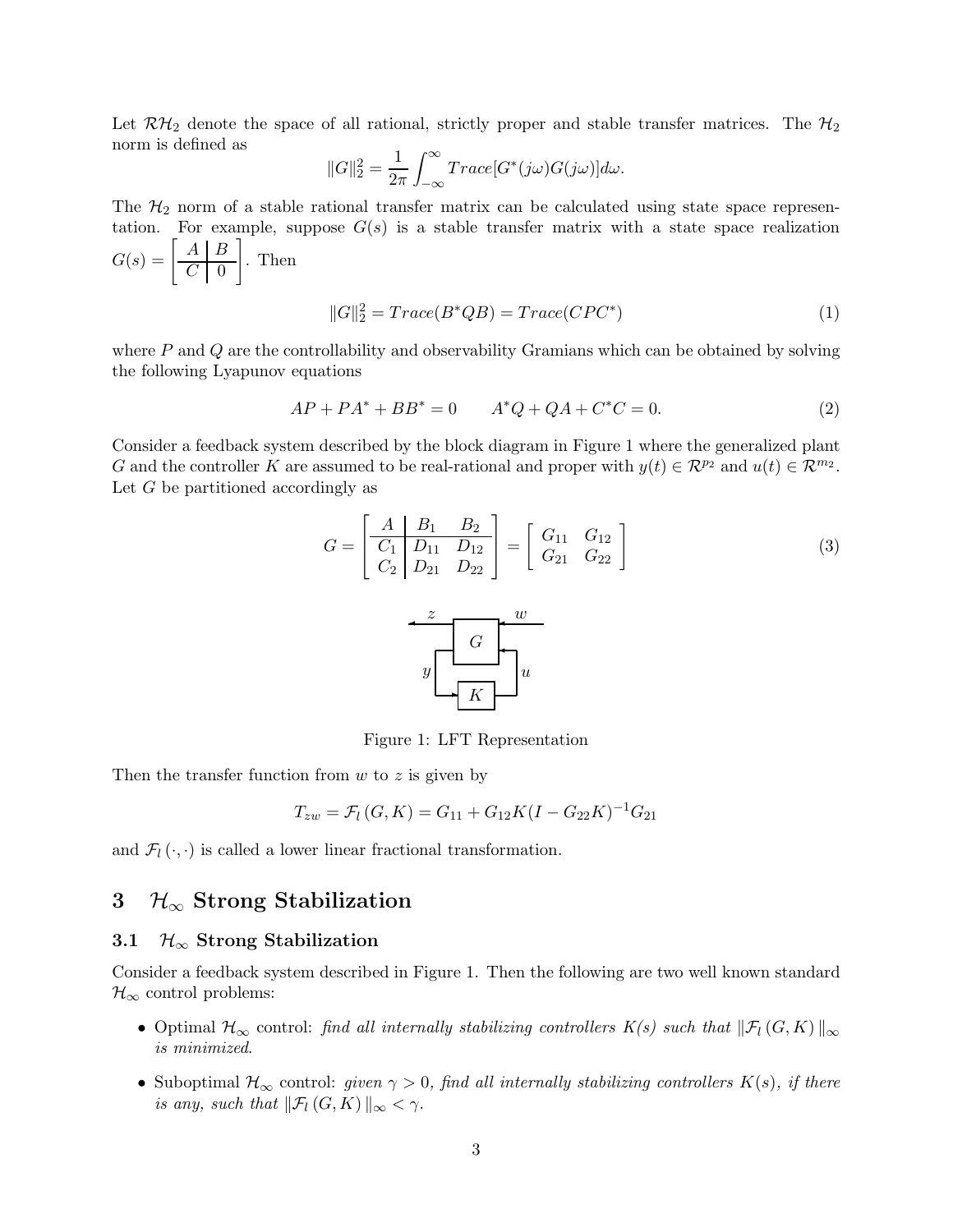Let $\mathcal{RH}_2$ denote the space of all rational, strictly proper and stable transfer matrices. The $\mathcal{H}_2$ norm is defined as

$$\|G\|_2^2 = \frac{1}{2\pi}\int_{-\infty}^{\infty} Trace[G^*(j\omega)G(j\omega)]d\omega.$$

The $\mathcal{H}_2$ norm of a stable rational transfer matrix can be calculated using state space representation. For example, suppose $G(s)$ is a stable transfer matrix with a state space realization $G(s) = \left[\begin{array}{c|c} A & B \\ \hline C & 0 \end{array}\right]$. Then

$$\|G\|_2^2 = Trace(B^*QB) = Trace(CPC^*) \tag{1}$$

where $P$ and $Q$ are the controllability and observability Gramians which can be obtained by solving the following Lyapunov equations

$$AP + PA^* + BB^* = 0 \qquad A^*Q + QA + C^*C = 0. \tag{2}$$

Consider a feedback system described by the block diagram in Figure 1 where the generalized plant $G$ and the controller $K$ are assumed to be real-rational and proper with $y(t) \in \mathcal{R}^{p_2}$ and $u(t) \in \mathcal{R}^{m_2}$. Let $G$ be partitioned accordingly as

$$G = \left[\begin{array}{c|cc} A & B_1 & B_2 \\ \hline C_1 & D_{11} & D_{12} \\ C_2 & D_{21} & D_{22} \end{array}\right] = \left[\begin{array}{cc} G_{11} & G_{12} \\ G_{21} & G_{22} \end{array}\right] \tag{3}$$

Figure 1: LFT Representation

Then the transfer function from $w$ to $z$ is given by

$$T_{zw} = \mathcal{F}_l(G, K) = G_{11} + G_{12}K(I - G_{22}K)^{-1}G_{21}$$

and $\mathcal{F}_l(\cdot, \cdot)$ is called a lower linear fractional transformation.

# 3 $\mathcal{H}_\infty$ Strong Stabilization

## 3.1 $\mathcal{H}_\infty$ Strong Stabilization

Consider a feedback system described in Figure 1. Then the following are two well known standard $\mathcal{H}_\infty$ control problems:

- Optimal $\mathcal{H}_\infty$ control: *find all internally stabilizing controllers $K(s)$ such that $\|\mathcal{F}_l(G, K)\|_\infty$ is minimized.*
- Suboptimal $\mathcal{H}_\infty$ control: *given $\gamma > 0$, find all internally stabilizing controllers $K(s)$, if there is any, such that $\|\mathcal{F}_l(G, K)\|_\infty < \gamma$.*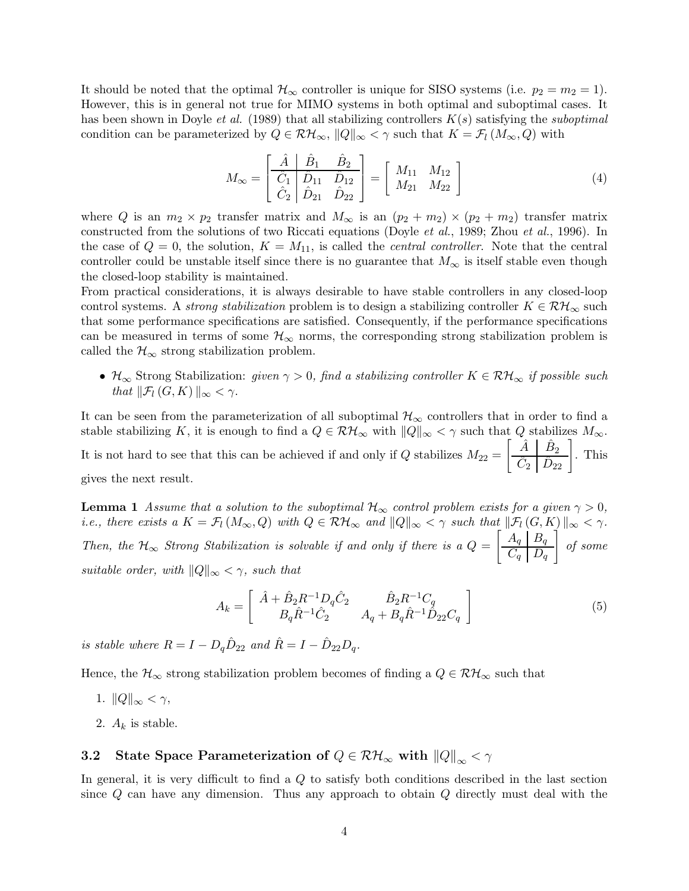It should be noted that the optimal $\mathcal{H}_\infty$ controller is unique for SISO systems (i.e. $p_2 = m_2 = 1$). However, this is in general not true for MIMO systems in both optimal and suboptimal cases. It has been shown in Doyle *et al.* (1989) that all stabilizing controllers $K(s)$ satisfying the *suboptimal* condition can be parameterized by $Q \in \mathcal{RH}_\infty$, $\|Q\|_\infty < \gamma$ such that $K = \mathcal{F}_l(M_\infty, Q)$ with

$$M_\infty = \left[\begin{array}{c|cc} \hat{A} & \hat{B}_1 & \hat{B}_2 \\ \hline \hat{C}_1 & \hat{D}_{11} & \hat{D}_{12} \\ \hat{C}_2 & \hat{D}_{21} & \hat{D}_{22} \end{array}\right] = \left[\begin{array}{cc} M_{11} & M_{12} \\ M_{21} & M_{22} \end{array}\right] \tag{4}$$

where $Q$ is an $m_2 \times p_2$ transfer matrix and $M_\infty$ is an $(p_2 + m_2) \times (p_2 + m_2)$ transfer matrix constructed from the solutions of two Riccati equations (Doyle *et al.*, 1989; Zhou *et al.*, 1996). In the case of $Q = 0$, the solution, $K = M_{11}$, is called the *central controller*. Note that the central controller could be unstable itself since there is no guarantee that $M_\infty$ is itself stable even though the closed-loop stability is maintained.
From practical considerations, it is always desirable to have stable controllers in any closed-loop control systems. A *strong stabilization* problem is to design a stabilizing controller $K \in \mathcal{RH}_\infty$ such that some performance specifications are satisfied. Consequently, if the performance specifications can be measured in terms of some $\mathcal{H}_\infty$ norms, the corresponding strong stabilization problem is called the $\mathcal{H}_\infty$ strong stabilization problem.

- $\mathcal{H}_\infty$ Strong Stabilization: *given $\gamma > 0$, find a stabilizing controller $K \in \mathcal{RH}_\infty$ if possible such that $\|\mathcal{F}_l(G, K)\|_\infty < \gamma$.*

It can be seen from the parameterization of all suboptimal $\mathcal{H}_\infty$ controllers that in order to find a stable stabilizing $K$, it is enough to find a $Q \in \mathcal{RH}_\infty$ with $\|Q\|_\infty < \gamma$ such that $Q$ stabilizes $M_\infty$. It is not hard to see that this can be achieved if and only if $Q$ stabilizes $M_{22} = \left[\begin{array}{c|c} \hat{A} & \hat{B}_2 \\ \hline \hat{C}_2 & \hat{D}_{22} \end{array}\right]$. This gives the next result.

**Lemma 1** *Assume that a solution to the suboptimal $\mathcal{H}_\infty$ control problem exists for a given $\gamma > 0$, i.e., there exists a $K = \mathcal{F}_l(M_\infty, Q)$ with $Q \in \mathcal{RH}_\infty$ and $\|Q\|_\infty < \gamma$ such that $\|\mathcal{F}_l(G, K)\|_\infty < \gamma$. Then, the $\mathcal{H}_\infty$ Strong Stabilization is solvable if and only if there is a $Q = \left[\begin{array}{c|c} A_q & B_q \\ \hline C_q & D_q \end{array}\right]$ of some suitable order, with $\|Q\|_\infty < \gamma$, such that*

$$A_k = \left[\begin{array}{cc} \hat{A} + \hat{B}_2 R^{-1} D_q \hat{C}_2 & \hat{B}_2 R^{-1} C_q \\ B_q \hat{R}^{-1} \hat{C}_2 & A_q + B_q \hat{R}^{-1} \hat{D}_{22} C_q \end{array}\right] \tag{5}$$

*is stable where $R = I - D_q \hat{D}_{22}$ and $\hat{R} = I - \hat{D}_{22} D_q$.*

Hence, the $\mathcal{H}_\infty$ strong stabilization problem becomes of finding a $Q \in \mathcal{RH}_\infty$ such that

1. $\|Q\|_\infty < \gamma$,
2. $A_k$ is stable.

### 3.2 State Space Parameterization of $Q \in \mathcal{RH}_\infty$ with $\|Q\|_\infty < \gamma$

In general, it is very difficult to find a $Q$ to satisfy both conditions described in the last section since $Q$ can have any dimension. Thus any approach to obtain $Q$ directly must deal with the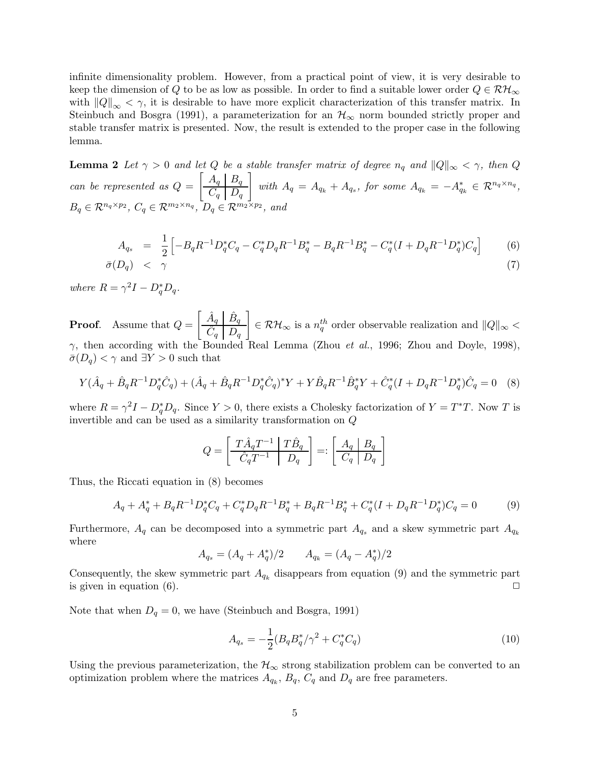infinite dimensionality problem. However, from a practical point of view, it is very desirable to keep the dimension of $Q$ to be as low as possible. In order to find a suitable lower order $Q \in \mathcal{RH}_\infty$ with $\|Q\|_\infty < \gamma$, it is desirable to have more explicit characterization of this transfer matrix. In Steinbuch and Bosgra (1991), a parameterization for an $\mathcal{H}_\infty$ norm bounded strictly proper and stable transfer matrix is presented. Now, the result is extended to the proper case in the following lemma.

**Lemma 2** *Let $\gamma > 0$ and let $Q$ be a stable transfer matrix of degree $n_q$ and $\|Q\|_\infty < \gamma$, then $Q$ can be represented as $Q = \left[\begin{array}{c|c} A_q & B_q \\ \hline C_q & D_q \end{array}\right]$ with $A_q = A_{q_k} + A_{q_s}$, for some $A_{q_k} = -A_{q_k}^* \in \mathcal{R}^{n_q \times n_q}$, $B_q \in \mathcal{R}^{n_q \times p_2}$, $C_q \in \mathcal{R}^{m_2 \times n_q}$, $D_q \in \mathcal{R}^{m_2 \times p_2}$, and*

$$A_{q_s} = \frac{1}{2}\left[-B_q R^{-1} D_q^* C_q - C_q^* D_q R^{-1} B_q^* - B_q R^{-1} B_q^* - C_q^*(I + D_q R^{-1} D_q^*) C_q\right] \tag{6}$$

$$\bar{\sigma}(D_q) < \gamma \tag{7}$$

*where $R = \gamma^2 I - D_q^* D_q$.*

**Proof**. Assume that $Q = \left[\begin{array}{c|c} \hat{A}_q & \hat{B}_q \\ \hline \hat{C}_q & D_q \end{array}\right] \in \mathcal{RH}_\infty$ is a $n_q^{th}$ order observable realization and $\|Q\|_\infty < \gamma$, then according with the Bounded Real Lemma (Zhou *et al.*, 1996; Zhou and Doyle, 1998), $\bar{\sigma}(D_q) < \gamma$ and $\exists Y > 0$ such that

$$Y(\hat{A}_q + \hat{B}_q R^{-1} D_q^* \hat{C}_q) + (\hat{A}_q + \hat{B}_q R^{-1} D_q^* \hat{C}_q)^* Y + Y \hat{B}_q R^{-1} \hat{B}_q^* Y + \hat{C}_q^*(I + D_q R^{-1} D_q^*) \hat{C}_q = 0 \tag{8}$$

where $R = \gamma^2 I - D_q^* D_q$. Since $Y > 0$, there exists a Cholesky factorization of $Y = T^* T$. Now $T$ is invertible and can be used as a similarity transformation on $Q$

$$Q = \left[\begin{array}{c|c} T\hat{A}_q T^{-1} & T\hat{B}_q \\ \hline \hat{C}_q T^{-1} & D_q \end{array}\right] =: \left[\begin{array}{c|c} A_q & B_q \\ \hline C_q & D_q \end{array}\right]$$

Thus, the Riccati equation in (8) becomes

$$A_q + A_q^* + B_q R^{-1} D_q^* C_q + C_q^* D_q R^{-1} B_q^* + B_q R^{-1} B_q^* + C_q^*(I + D_q R^{-1} D_q^*) C_q = 0 \tag{9}$$

Furthermore, $A_q$ can be decomposed into a symmetric part $A_{q_s}$ and a skew symmetric part $A_{q_k}$ where

$$A_{q_s} = (A_q + A_q^*)/2 \qquad A_{q_k} = (A_q - A_q^*)/2$$

Consequently, the skew symmetric part $A_{q_k}$ disappears from equation (9) and the symmetric part is given in equation (6). □

Note that when $D_q = 0$, we have (Steinbuch and Bosgra, 1991)

$$A_{q_s} = -\frac{1}{2}(B_q B_q^* / \gamma^2 + C_q^* C_q) \tag{10}$$

Using the previous parameterization, the $\mathcal{H}_\infty$ strong stabilization problem can be converted to an optimization problem where the matrices $A_{q_k}$, $B_q$, $C_q$ and $D_q$ are free parameters.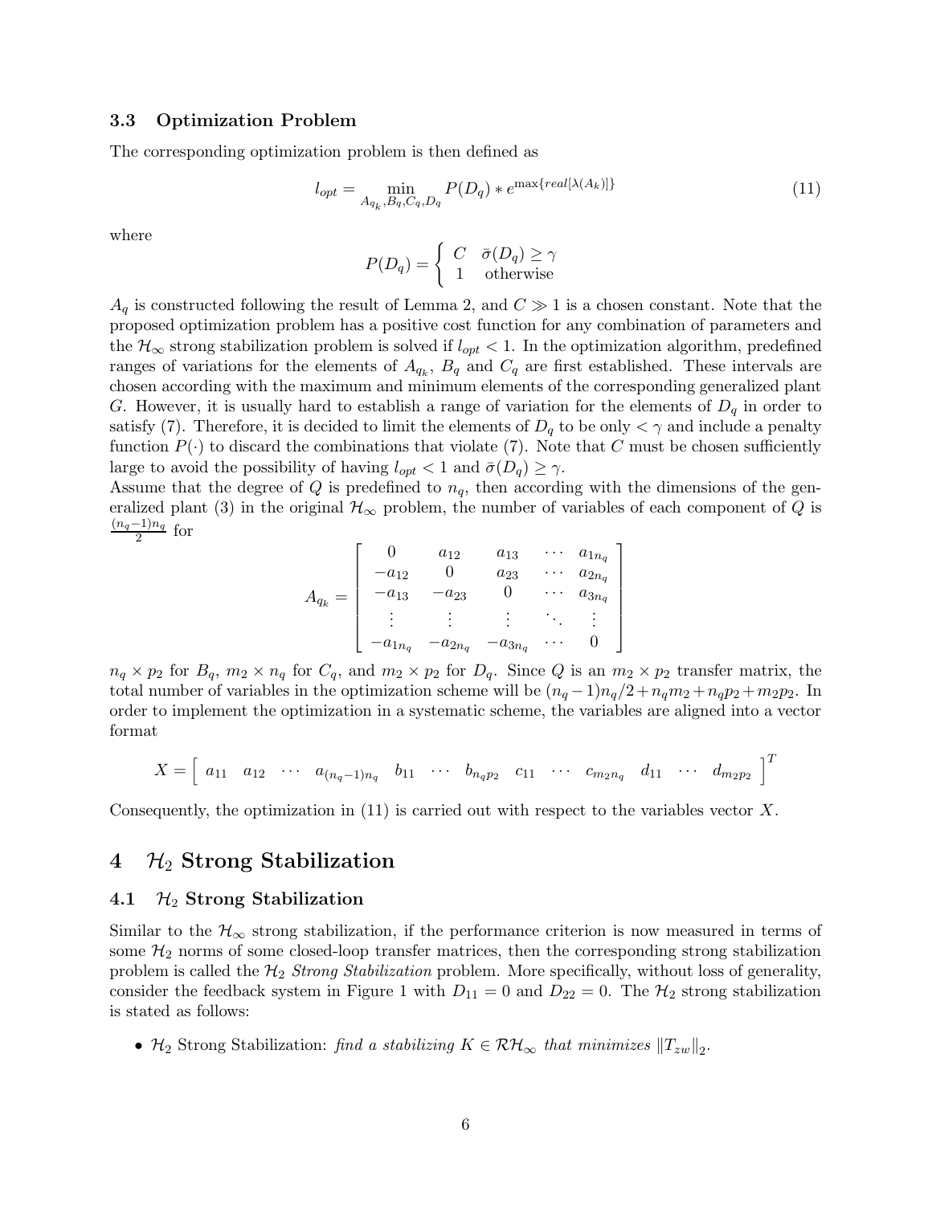### 3.3 Optimization Problem

The corresponding optimization problem is then defined as

$$l_{opt} = \min_{A_{q_k}, B_q, C_q, D_q} P(D_q) * e^{\max\{real[\lambda(A_k)]\}} \tag{11}$$

where

$$P(D_q) = \begin{cases} C & \bar{\sigma}(D_q) \geq \gamma \\ 1 & \text{otherwise} \end{cases}$$

$A_q$ is constructed following the result of Lemma 2, and $C \gg 1$ is a chosen constant. Note that the proposed optimization problem has a positive cost function for any combination of parameters and the $\mathcal{H}_\infty$ strong stabilization problem is solved if $l_{opt} < 1$. In the optimization algorithm, predefined ranges of variations for the elements of $A_{q_k}$, $B_q$ and $C_q$ are first established. These intervals are chosen according with the maximum and minimum elements of the corresponding generalized plant $G$. However, it is usually hard to establish a range of variation for the elements of $D_q$ in order to satisfy (7). Therefore, it is decided to limit the elements of $D_q$ to be only $< \gamma$ and include a penalty function $P(\cdot)$ to discard the combinations that violate (7). Note that $C$ must be chosen sufficiently large to avoid the possibility of having $l_{opt} < 1$ and $\bar{\sigma}(D_q) \geq \gamma$.

Assume that the degree of $Q$ is predefined to $n_q$, then according with the dimensions of the generalized plant (3) in the original $\mathcal{H}_\infty$ problem, the number of variables of each component of $Q$ is $\frac{(n_q-1)n_q}{2}$ for

$$A_{q_k} = \begin{bmatrix} 0 & a_{12} & a_{13} & \cdots & a_{1n_q} \\ -a_{12} & 0 & a_{23} & \cdots & a_{2n_q} \\ -a_{13} & -a_{23} & 0 & \cdots & a_{3n_q} \\ \vdots & \vdots & \vdots & \ddots & \vdots \\ -a_{1n_q} & -a_{2n_q} & -a_{3n_q} & \cdots & 0 \end{bmatrix}$$

$n_q \times p_2$ for $B_q$, $m_2 \times n_q$ for $C_q$, and $m_2 \times p_2$ for $D_q$. Since $Q$ is an $m_2 \times p_2$ transfer matrix, the total number of variables in the optimization scheme will be $(n_q - 1)n_q/2 + n_q m_2 + n_q p_2 + m_2 p_2$. In order to implement the optimization in a systematic scheme, the variables are aligned into a vector format

$$X = \begin{bmatrix} a_{11} & a_{12} & \cdots & a_{(n_q-1)n_q} & b_{11} & \cdots & b_{n_q p_2} & c_{11} & \cdots & c_{m_2 n_q} & d_{11} & \cdots & d_{m_2 p_2} \end{bmatrix}^T$$

Consequently, the optimization in (11) is carried out with respect to the variables vector $X$.

## 4 $\mathcal{H}_2$ Strong Stabilization

### 4.1 $\mathcal{H}_2$ Strong Stabilization

Similar to the $\mathcal{H}_\infty$ strong stabilization, if the performance criterion is now measured in terms of some $\mathcal{H}_2$ norms of some closed-loop transfer matrices, then the corresponding strong stabilization problem is called the $\mathcal{H}_2$ *Strong Stabilization* problem. More specifically, without loss of generality, consider the feedback system in Figure 1 with $D_{11} = 0$ and $D_{22} = 0$. The $\mathcal{H}_2$ strong stabilization is stated as follows:

- $\mathcal{H}_2$ Strong Stabilization: *find a stabilizing $K \in \mathcal{RH}_\infty$ that minimizes $\|T_{zw}\|_2$.*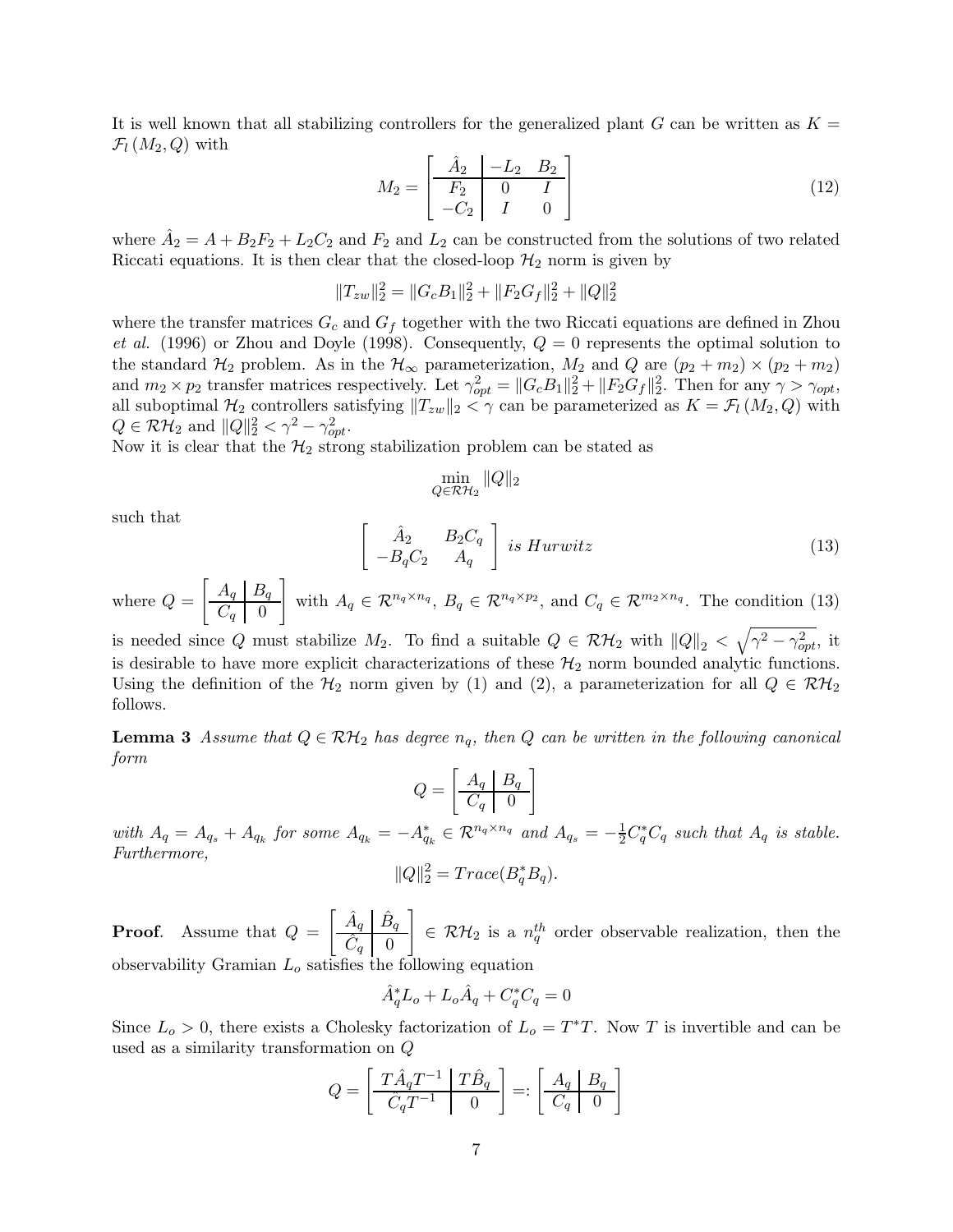It is well known that all stabilizing controllers for the generalized plant $G$ can be written as $K = \mathcal{F}_l(M_2, Q)$ with

$$M_2 = \left[\begin{array}{c|cc} \hat{A}_2 & -L_2 & B_2 \\ \hline F_2 & 0 & I \\ -C_2 & I & 0 \end{array}\right] \tag{12}$$

where $\hat{A}_2 = A + B_2F_2 + L_2C_2$ and $F_2$ and $L_2$ can be constructed from the solutions of two related Riccati equations. It is then clear that the closed-loop $\mathcal{H}_2$ norm is given by

$$\|T_{zw}\|_2^2 = \|G_cB_1\|_2^2 + \|F_2G_f\|_2^2 + \|Q\|_2^2$$

where the transfer matrices $G_c$ and $G_f$ together with the two Riccati equations are defined in Zhou *et al.* (1996) or Zhou and Doyle (1998). Consequently, $Q = 0$ represents the optimal solution to the standard $\mathcal{H}_2$ problem. As in the $\mathcal{H}_\infty$ parameterization, $M_2$ and $Q$ are $(p_2+m_2)\times(p_2+m_2)$ and $m_2 \times p_2$ transfer matrices respectively. Let $\gamma_{opt}^2 = \|G_cB_1\|_2^2 + \|F_2G_f\|_2^2$. Then for any $\gamma > \gamma_{opt}$, all suboptimal $\mathcal{H}_2$ controllers satisfying $\|T_{zw}\|_2 < \gamma$ can be parameterized as $K = \mathcal{F}_l(M_2, Q)$ with $Q \in \mathcal{RH}_2$ and $\|Q\|_2^2 < \gamma^2 - \gamma_{opt}^2$.
Now it is clear that the $\mathcal{H}_2$ strong stabilization problem can be stated as

$$\min_{Q \in \mathcal{RH}_2} \|Q\|_2$$

such that

$$\begin{bmatrix} \hat{A}_2 & B_2C_q \\ -B_qC_2 & A_q \end{bmatrix} \textit{ is Hurwitz} \tag{13}$$

where $Q = \left[\begin{array}{c|c} A_q & B_q \\ \hline C_q & 0 \end{array}\right]$ with $A_q \in \mathcal{R}^{n_q \times n_q}$, $B_q \in \mathcal{R}^{n_q \times p_2}$, and $C_q \in \mathcal{R}^{m_2 \times n_q}$. The condition (13) is needed since $Q$ must stabilize $M_2$. To find a suitable $Q \in \mathcal{RH}_2$ with $\|Q\|_2 < \sqrt{\gamma^2 - \gamma_{opt}^2}$, it is desirable to have more explicit characterizations of these $\mathcal{H}_2$ norm bounded analytic functions. Using the definition of the $\mathcal{H}_2$ norm given by (1) and (2), a parameterization for all $Q \in \mathcal{RH}_2$ follows.

**Lemma 3** *Assume that $Q \in \mathcal{RH}_2$ has degree $n_q$, then $Q$ can be written in the following canonical form*

$$Q = \left[\begin{array}{c|c} A_q & B_q \\ \hline C_q & 0 \end{array}\right]$$

*with $A_q = A_{q_s} + A_{q_k}$ for some $A_{q_k} = -A_{q_k}^* \in \mathcal{R}^{n_q \times n_q}$ and $A_{q_s} = -\frac{1}{2}C_q^*C_q$ such that $A_q$ is stable. Furthermore,*

$$\|Q\|_2^2 = Trace(B_q^*B_q).$$

**Proof**. Assume that $Q = \left[\begin{array}{c|c} \hat{A}_q & \hat{B}_q \\ \hline \hat{C}_q & 0 \end{array}\right] \in \mathcal{RH}_2$ is a $n_q^{th}$ order observable realization, then the observability Gramian $L_o$ satisfies the following equation

$$\hat{A}_q^*L_o + L_o\hat{A}_q + C_q^*C_q = 0$$

Since $L_o > 0$, there exists a Cholesky factorization of $L_o = T^*T$. Now $T$ is invertible and can be used as a similarity transformation on $Q$

$$Q = \left[\begin{array}{c|c} T\hat{A}_qT^{-1} & T\hat{B}_q \\ \hline \hat{C}_qT^{-1} & 0 \end{array}\right] =: \left[\begin{array}{c|c} A_q & B_q \\ \hline C_q & 0 \end{array}\right]$$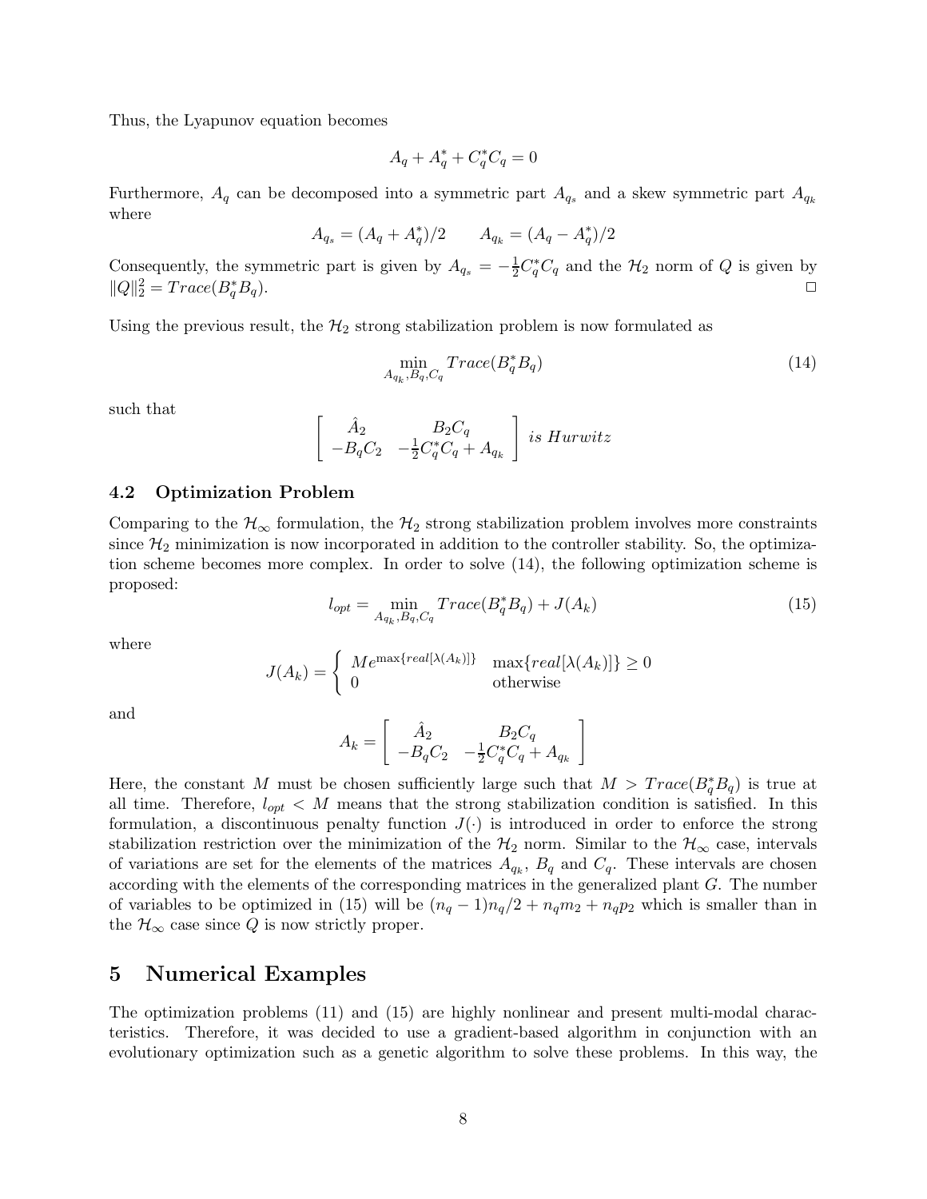Thus, the Lyapunov equation becomes

$$A_q + A_q^* + C_q^* C_q = 0$$

Furthermore, $A_q$ can be decomposed into a symmetric part $A_{q_s}$ and a skew symmetric part $A_{q_k}$ where

$$A_{q_s} = (A_q + A_q^*)/2 \qquad A_{q_k} = (A_q - A_q^*)/2$$

Consequently, the symmetric part is given by $A_{q_s} = -\frac{1}{2}C_q^* C_q$ and the $\mathcal{H}_2$ norm of $Q$ is given by $\|Q\|_2^2 = Trace(B_q^* B_q)$. □

Using the previous result, the $\mathcal{H}_2$ strong stabilization problem is now formulated as

$$\min_{A_{q_k}, B_q, C_q} Trace(B_q^* B_q) \tag{14}$$

such that

$$\begin{bmatrix} \hat{A}_2 & B_2 C_q \\ -B_q C_2 & -\frac{1}{2}C_q^* C_q + A_{q_k} \end{bmatrix} \textit{ is Hurwitz}$$

### 4.2 Optimization Problem

Comparing to the $\mathcal{H}_\infty$ formulation, the $\mathcal{H}_2$ strong stabilization problem involves more constraints since $\mathcal{H}_2$ minimization is now incorporated in addition to the controller stability. So, the optimization scheme becomes more complex. In order to solve (14), the following optimization scheme is proposed:

$$l_{opt} = \min_{A_{q_k}, B_q, C_q} Trace(B_q^* B_q) + J(A_k) \tag{15}$$

where

$$J(A_k) = \begin{cases} Me^{\max\{real[\lambda(A_k)]\}} & \max\{real[\lambda(A_k)]\} \geq 0 \\ 0 & \text{otherwise} \end{cases}$$

and

$$A_k = \begin{bmatrix} \hat{A}_2 & B_2 C_q \\ -B_q C_2 & -\frac{1}{2}C_q^* C_q + A_{q_k} \end{bmatrix}$$

Here, the constant $M$ must be chosen sufficiently large such that $M > Trace(B_q^* B_q)$ is true at all time. Therefore, $l_{opt} < M$ means that the strong stabilization condition is satisfied. In this formulation, a discontinuous penalty function $J(\cdot)$ is introduced in order to enforce the strong stabilization restriction over the minimization of the $\mathcal{H}_2$ norm. Similar to the $\mathcal{H}_\infty$ case, intervals of variations are set for the elements of the matrices $A_{q_k}$, $B_q$ and $C_q$. These intervals are chosen according with the elements of the corresponding matrices in the generalized plant $G$. The number of variables to be optimized in (15) will be $(n_q - 1)n_q/2 + n_q m_2 + n_q p_2$ which is smaller than in the $\mathcal{H}_\infty$ case since $Q$ is now strictly proper.

## 5 Numerical Examples

The optimization problems (11) and (15) are highly nonlinear and present multi-modal characteristics. Therefore, it was decided to use a gradient-based algorithm in conjunction with an evolutionary optimization such as a genetic algorithm to solve these problems. In this way, the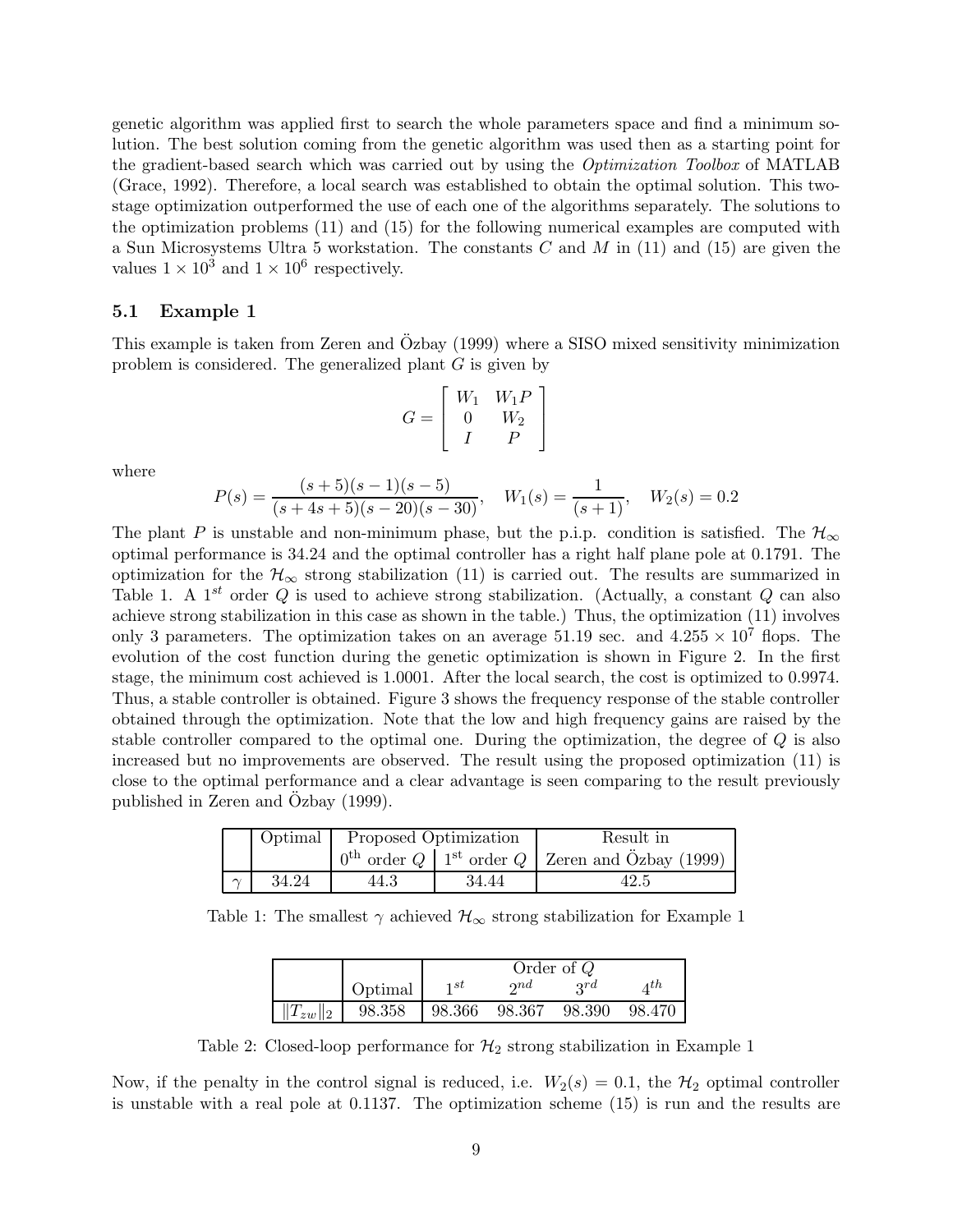genetic algorithm was applied first to search the whole parameters space and find a minimum solution. The best solution coming from the genetic algorithm was used then as a starting point for the gradient-based search which was carried out by using the *Optimization Toolbox* of MATLAB (Grace, 1992). Therefore, a local search was established to obtain the optimal solution. This two-stage optimization outperformed the use of each one of the algorithms separately. The solutions to the optimization problems (11) and (15) for the following numerical examples are computed with a Sun Microsystems Ultra 5 workstation. The constants $C$ and $M$ in (11) and (15) are given the values $1 \times 10^3$ and $1 \times 10^6$ respectively.

### 5.1 Example 1

This example is taken from Zeren and Özbay (1999) where a SISO mixed sensitivity minimization problem is considered. The generalized plant $G$ is given by

$$G = \begin{bmatrix} W_1 & W_1 P \\ 0 & W_2 \\ I & P \end{bmatrix}$$

where

$$P(s) = \frac{(s+5)(s-1)(s-5)}{(s+4s+5)(s-20)(s-30)}, \quad W_1(s) = \frac{1}{(s+1)}, \quad W_2(s) = 0.2$$

The plant $P$ is unstable and non-minimum phase, but the p.i.p. condition is satisfied. The $\mathcal{H}_\infty$ optimal performance is 34.24 and the optimal controller has a right half plane pole at 0.1791. The optimization for the $\mathcal{H}_\infty$ strong stabilization (11) is carried out. The results are summarized in Table 1. A $1^{st}$ order $Q$ is used to achieve strong stabilization. (Actually, a constant $Q$ can also achieve strong stabilization in this case as shown in the table.) Thus, the optimization (11) involves only 3 parameters. The optimization takes on an average 51.19 sec. and $4.255 \times 10^7$ flops. The evolution of the cost function during the genetic optimization is shown in Figure 2. In the first stage, the minimum cost achieved is 1.0001. After the local search, the cost is optimized to 0.9974. Thus, a stable controller is obtained. Figure 3 shows the frequency response of the stable controller obtained through the optimization. Note that the low and high frequency gains are raised by the stable controller compared to the optimal one. During the optimization, the degree of $Q$ is also increased but no improvements are observed. The result using the proposed optimization (11) is close to the optimal performance and a clear advantage is seen comparing to the result previously published in Zeren and Özbay (1999).

| | Optimal | Proposed Optimization | | Result in |
|---|---|---|---|---|
| | | $0^{\text{th}}$ order $Q$ | $1^{\text{st}}$ order $Q$ | Zeren and Özbay (1999) |
| $\gamma$ | 34.24 | 44.3 | 34.44 | 42.5 |

Table 1: The smallest $\gamma$ achieved $\mathcal{H}_\infty$ strong stabilization for Example 1

| | Optimal | Order of $Q$ | | | |
|---|---|---|---|---|---|
| | | $1^{st}$ | $2^{nd}$ | $3^{rd}$ | $4^{th}$ |
| $\|T_{zw}\|_2$ | 98.358 | 98.366 | 98.367 | 98.390 | 98.470 |

Table 2: Closed-loop performance for $\mathcal{H}_2$ strong stabilization in Example 1

Now, if the penalty in the control signal is reduced, i.e. $W_2(s) = 0.1$, the $\mathcal{H}_2$ optimal controller is unstable with a real pole at 0.1137. The optimization scheme (15) is run and the results are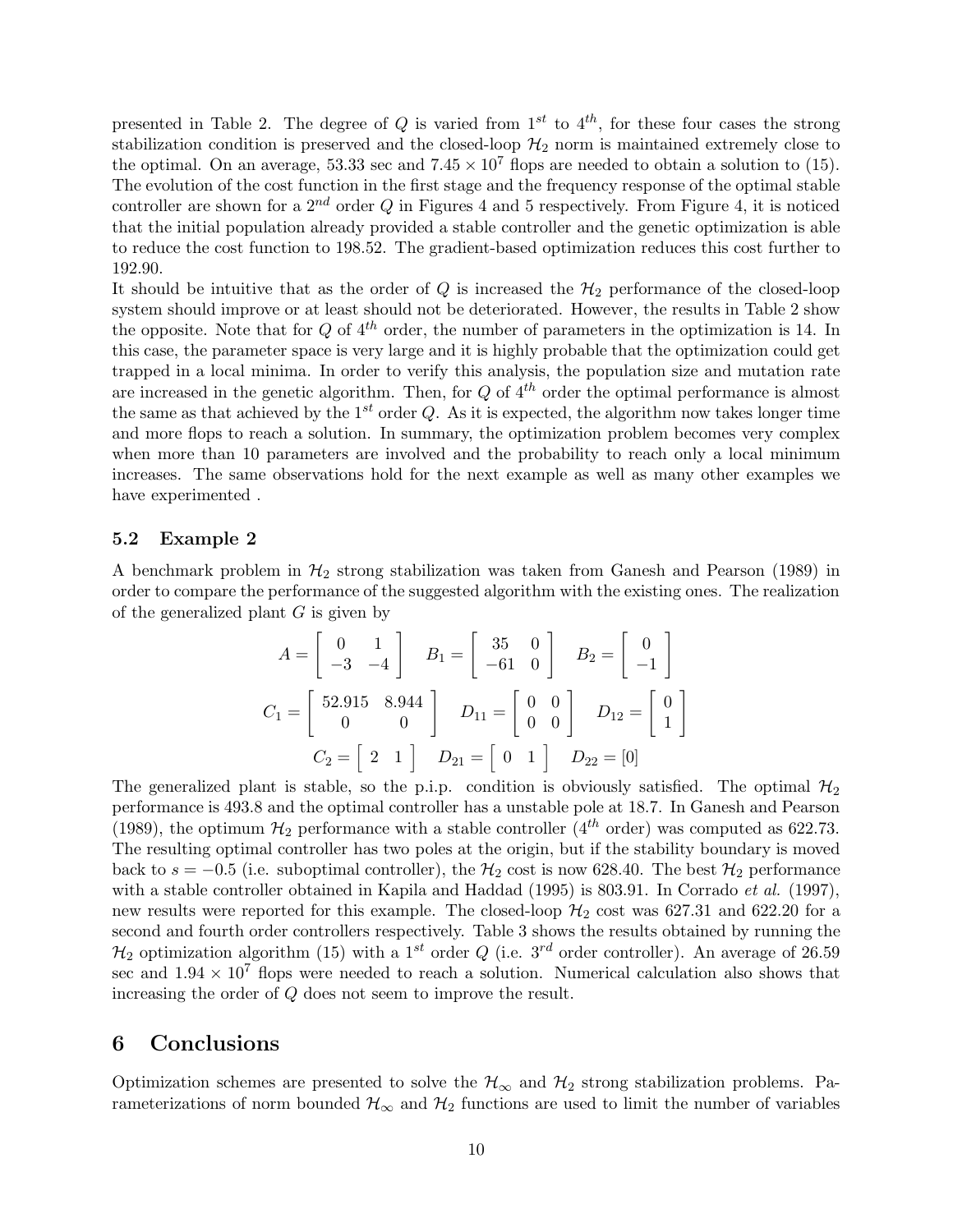presented in Table 2. The degree of $Q$ is varied from $1^{st}$ to $4^{th}$, for these four cases the strong stabilization condition is preserved and the closed-loop $\mathcal{H}_2$ norm is maintained extremely close to the optimal. On an average, 53.33 sec and $7.45 \times 10^7$ flops are needed to obtain a solution to (15). The evolution of the cost function in the first stage and the frequency response of the optimal stable controller are shown for a $2^{nd}$ order $Q$ in Figures 4 and 5 respectively. From Figure 4, it is noticed that the initial population already provided a stable controller and the genetic optimization is able to reduce the cost function to 198.52. The gradient-based optimization reduces this cost further to 192.90.

It should be intuitive that as the order of $Q$ is increased the $\mathcal{H}_2$ performance of the closed-loop system should improve or at least should not be deteriorated. However, the results in Table 2 show the opposite. Note that for $Q$ of $4^{th}$ order, the number of parameters in the optimization is 14. In this case, the parameter space is very large and it is highly probable that the optimization could get trapped in a local minima. In order to verify this analysis, the population size and mutation rate are increased in the genetic algorithm. Then, for $Q$ of $4^{th}$ order the optimal performance is almost the same as that achieved by the $1^{st}$ order $Q$. As it is expected, the algorithm now takes longer time and more flops to reach a solution. In summary, the optimization problem becomes very complex when more than 10 parameters are involved and the probability to reach only a local minimum increases. The same observations hold for the next example as well as many other examples we have experimented .

### 5.2 Example 2

A benchmark problem in $\mathcal{H}_2$ strong stabilization was taken from Ganesh and Pearson (1989) in order to compare the performance of the suggested algorithm with the existing ones. The realization of the generalized plant $G$ is given by

$$A = \begin{bmatrix} 0 & 1 \\ -3 & -4 \end{bmatrix} \quad B_1 = \begin{bmatrix} 35 & 0 \\ -61 & 0 \end{bmatrix} \quad B_2 = \begin{bmatrix} 0 \\ -1 \end{bmatrix}$$

$$C_1 = \begin{bmatrix} 52.915 & 8.944 \\ 0 & 0 \end{bmatrix} \quad D_{11} = \begin{bmatrix} 0 & 0 \\ 0 & 0 \end{bmatrix} \quad D_{12} = \begin{bmatrix} 0 \\ 1 \end{bmatrix}$$

$$C_2 = \begin{bmatrix} 2 & 1 \end{bmatrix} \quad D_{21} = \begin{bmatrix} 0 & 1 \end{bmatrix} \quad D_{22} = [0]$$

The generalized plant is stable, so the p.i.p. condition is obviously satisfied. The optimal $\mathcal{H}_2$ performance is 493.8 and the optimal controller has a unstable pole at 18.7. In Ganesh and Pearson (1989), the optimum $\mathcal{H}_2$ performance with a stable controller ($4^{th}$ order) was computed as 622.73. The resulting optimal controller has two poles at the origin, but if the stability boundary is moved back to $s = -0.5$ (i.e. suboptimal controller), the $\mathcal{H}_2$ cost is now 628.40. The best $\mathcal{H}_2$ performance with a stable controller obtained in Kapila and Haddad (1995) is 803.91. In Corrado *et al.* (1997), new results were reported for this example. The closed-loop $\mathcal{H}_2$ cost was 627.31 and 622.20 for a second and fourth order controllers respectively. Table 3 shows the results obtained by running the $\mathcal{H}_2$ optimization algorithm (15) with a $1^{st}$ order $Q$ (i.e. $3^{rd}$ order controller). An average of 26.59 sec and $1.94 \times 10^7$ flops were needed to reach a solution. Numerical calculation also shows that increasing the order of $Q$ does not seem to improve the result.

## 6 Conclusions

Optimization schemes are presented to solve the $\mathcal{H}_\infty$ and $\mathcal{H}_2$ strong stabilization problems. Parameterizations of norm bounded $\mathcal{H}_\infty$ and $\mathcal{H}_2$ functions are used to limit the number of variables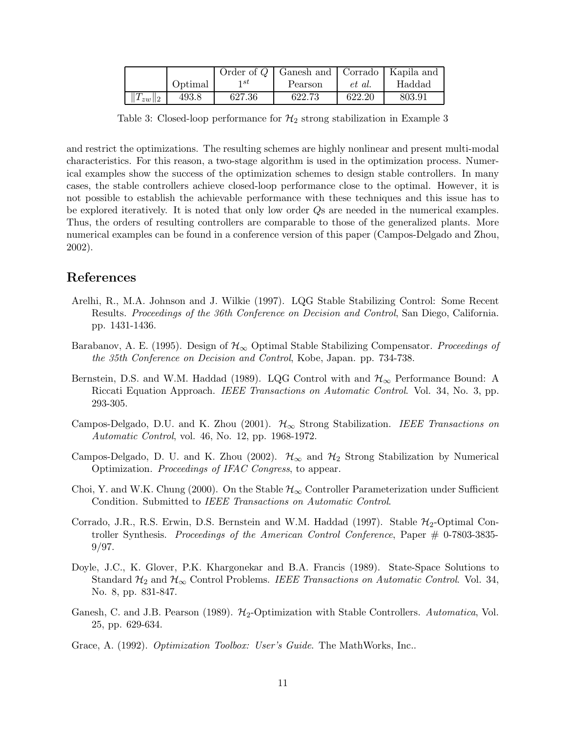| | Optimal | Order of $Q$ $1^{st}$ | Ganesh and Pearson | Corrado *et al.* | Kapila and Haddad |
|---|---|---|---|---|---|
| $\|T_{zw}\|_2$ | 493.8 | 627.36 | 622.73 | 622.20 | 803.91 |

Table 3: Closed-loop performance for $\mathcal{H}_2$ strong stabilization in Example 3

and restrict the optimizations. The resulting schemes are highly nonlinear and present multi-modal characteristics. For this reason, a two-stage algorithm is used in the optimization process. Numerical examples show the success of the optimization schemes to design stable controllers. In many cases, the stable controllers achieve closed-loop performance close to the optimal. However, it is not possible to establish the achievable performance with these techniques and this issue has to be explored iteratively. It is noted that only low order $Q$s are needed in the numerical examples. Thus, the orders of resulting controllers are comparable to those of the generalized plants. More numerical examples can be found in a conference version of this paper (Campos-Delgado and Zhou, 2002).

## References

Arelhi, R., M.A. Johnson and J. Wilkie (1997). LQG Stable Stabilizing Control: Some Recent Results. *Proceedings of the 36th Conference on Decision and Control*, San Diego, California. pp. 1431-1436.

Barabanov, A. E. (1995). Design of $\mathcal{H}_\infty$ Optimal Stable Stabilizing Compensator. *Proceedings of the 35th Conference on Decision and Control*, Kobe, Japan. pp. 734-738.

Bernstein, D.S. and W.M. Haddad (1989). LQG Control with and $\mathcal{H}_\infty$ Performance Bound: A Riccati Equation Approach. *IEEE Transactions on Automatic Control*. Vol. 34, No. 3, pp. 293-305.

Campos-Delgado, D.U. and K. Zhou (2001). $\mathcal{H}_\infty$ Strong Stabilization. *IEEE Transactions on Automatic Control*, vol. 46, No. 12, pp. 1968-1972.

Campos-Delgado, D. U. and K. Zhou (2002). $\mathcal{H}_\infty$ and $\mathcal{H}_2$ Strong Stabilization by Numerical Optimization. *Proceedings of IFAC Congress*, to appear.

Choi, Y. and W.K. Chung (2000). On the Stable $\mathcal{H}_\infty$ Controller Parameterization under Sufficient Condition. Submitted to *IEEE Transactions on Automatic Control*.

Corrado, J.R., R.S. Erwin, D.S. Bernstein and W.M. Haddad (1997). Stable $\mathcal{H}_2$-Optimal Controller Synthesis. *Proceedings of the American Control Conference*, Paper # 0-7803-3835-9/97.

Doyle, J.C., K. Glover, P.K. Khargonekar and B.A. Francis (1989). State-Space Solutions to Standard $\mathcal{H}_2$ and $\mathcal{H}_\infty$ Control Problems. *IEEE Transactions on Automatic Control*. Vol. 34, No. 8, pp. 831-847.

Ganesh, C. and J.B. Pearson (1989). $\mathcal{H}_2$-Optimization with Stable Controllers. *Automatica*, Vol. 25, pp. 629-634.

Grace, A. (1992). *Optimization Toolbox: User's Guide*. The MathWorks, Inc..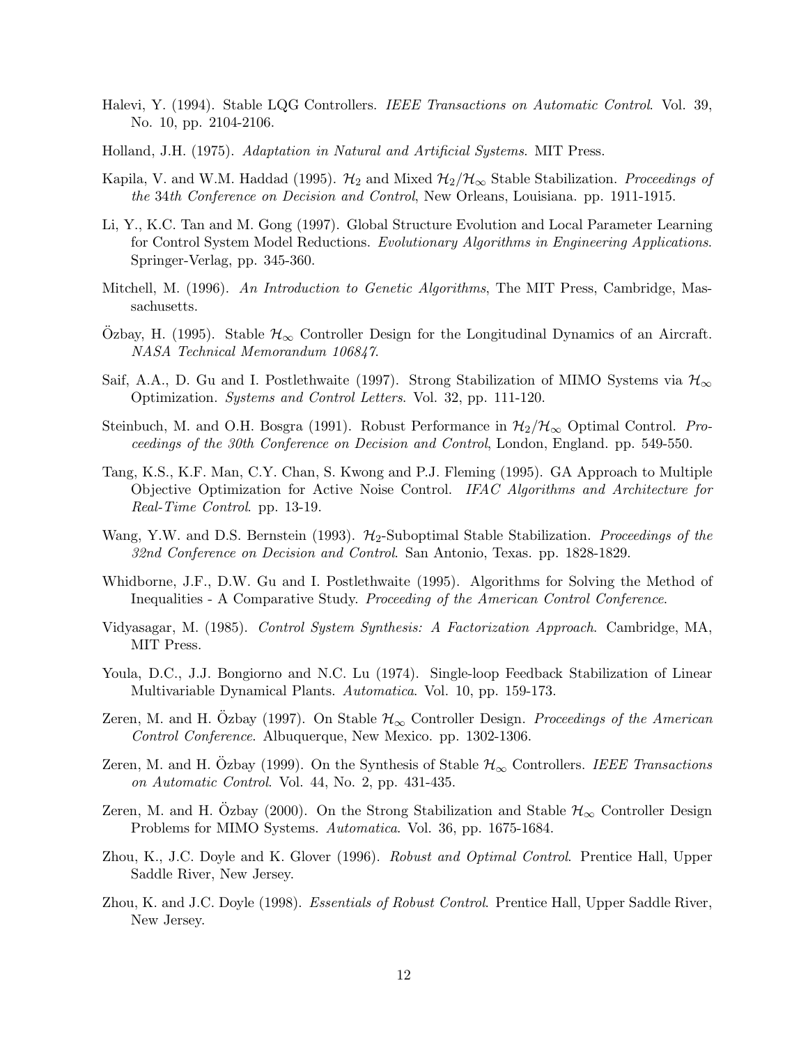Halevi, Y. (1994). Stable LQG Controllers. *IEEE Transactions on Automatic Control*. Vol. 39, No. 10, pp. 2104-2106.

Holland, J.H. (1975). *Adaptation in Natural and Artificial Systems*. MIT Press.

Kapila, V. and W.M. Haddad (1995). $\mathcal{H}_2$ and Mixed $\mathcal{H}_2/\mathcal{H}_\infty$ Stable Stabilization. *Proceedings of the 34th Conference on Decision and Control*, New Orleans, Louisiana. pp. 1911-1915.

Li, Y., K.C. Tan and M. Gong (1997). Global Structure Evolution and Local Parameter Learning for Control System Model Reductions. *Evolutionary Algorithms in Engineering Applications*. Springer-Verlag, pp. 345-360.

Mitchell, M. (1996). *An Introduction to Genetic Algorithms*, The MIT Press, Cambridge, Massachusetts.

Özbay, H. (1995). Stable $\mathcal{H}_\infty$ Controller Design for the Longitudinal Dynamics of an Aircraft. *NASA Technical Memorandum 106847*.

Saif, A.A., D. Gu and I. Postlethwaite (1997). Strong Stabilization of MIMO Systems via $\mathcal{H}_\infty$ Optimization. *Systems and Control Letters*. Vol. 32, pp. 111-120.

Steinbuch, M. and O.H. Bosgra (1991). Robust Performance in $\mathcal{H}_2/\mathcal{H}_\infty$ Optimal Control. *Proceedings of the 30th Conference on Decision and Control*, London, England. pp. 549-550.

Tang, K.S., K.F. Man, C.Y. Chan, S. Kwong and P.J. Fleming (1995). GA Approach to Multiple Objective Optimization for Active Noise Control. *IFAC Algorithms and Architecture for Real-Time Control*. pp. 13-19.

Wang, Y.W. and D.S. Bernstein (1993). $\mathcal{H}_2$-Suboptimal Stable Stabilization. *Proceedings of the 32nd Conference on Decision and Control*. San Antonio, Texas. pp. 1828-1829.

Whidborne, J.F., D.W. Gu and I. Postlethwaite (1995). Algorithms for Solving the Method of Inequalities - A Comparative Study. *Proceeding of the American Control Conference*.

Vidyasagar, M. (1985). *Control System Synthesis: A Factorization Approach*. Cambridge, MA, MIT Press.

Youla, D.C., J.J. Bongiorno and N.C. Lu (1974). Single-loop Feedback Stabilization of Linear Multivariable Dynamical Plants. *Automatica*. Vol. 10, pp. 159-173.

Zeren, M. and H. Özbay (1997). On Stable $\mathcal{H}_\infty$ Controller Design. *Proceedings of the American Control Conference*. Albuquerque, New Mexico. pp. 1302-1306.

Zeren, M. and H. Özbay (1999). On the Synthesis of Stable $\mathcal{H}_\infty$ Controllers. *IEEE Transactions on Automatic Control*. Vol. 44, No. 2, pp. 431-435.

Zeren, M. and H. Özbay (2000). On the Strong Stabilization and Stable $\mathcal{H}_\infty$ Controller Design Problems for MIMO Systems. *Automatica*. Vol. 36, pp. 1675-1684.

Zhou, K., J.C. Doyle and K. Glover (1996). *Robust and Optimal Control*. Prentice Hall, Upper Saddle River, New Jersey.

Zhou, K. and J.C. Doyle (1998). *Essentials of Robust Control*. Prentice Hall, Upper Saddle River, New Jersey.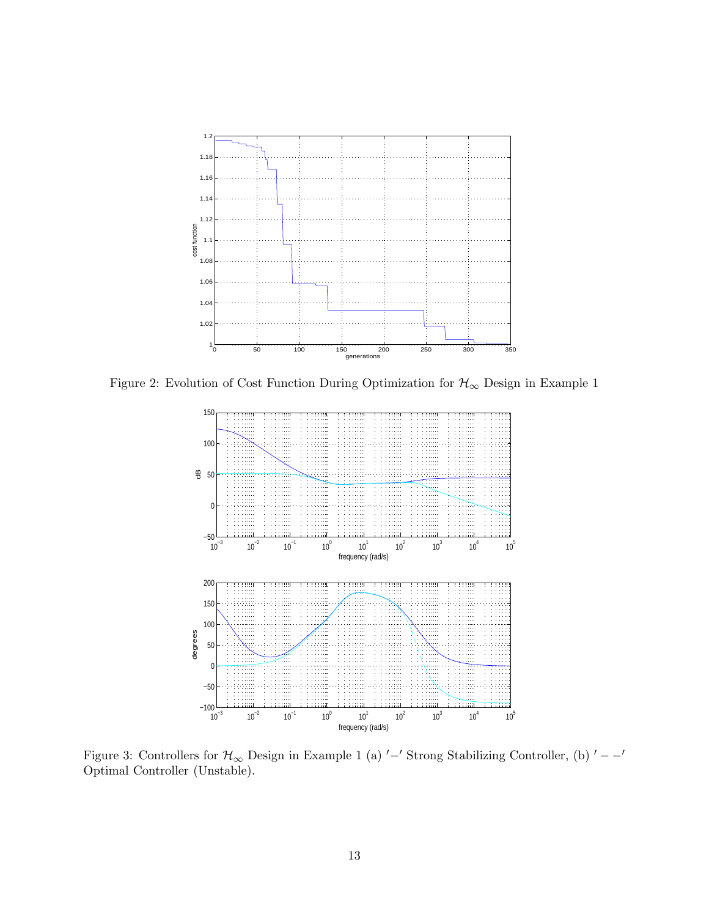Figure 2: Evolution of Cost Function During Optimization for $\mathcal{H}_\infty$ Design in Example 1

Figure 3: Controllers for $\mathcal{H}_\infty$ Design in Example 1 (a) $'-'$ Strong Stabilizing Controller, (b) $'--'$ Optimal Controller (Unstable).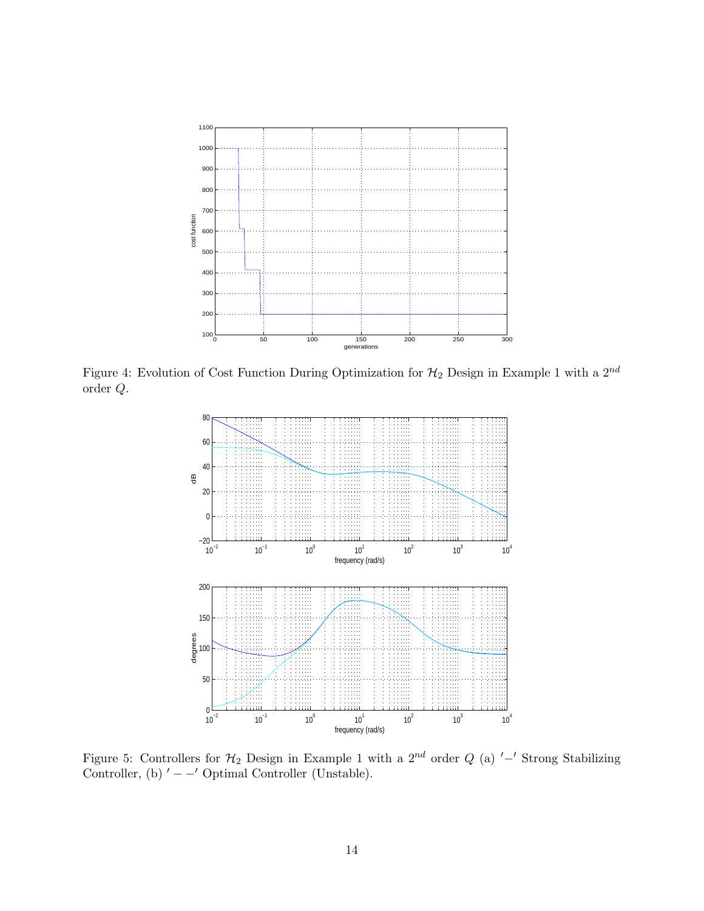1100
1000
900
800
700
600
500
400
300
200
100
cost function
0
50
100
150
200
250
300
generations

Figure 4: Evolution of Cost Function During Optimization for $\mathcal{H}_2$ Design in Example 1 with a $2^{nd}$ order $Q$.

80
60
40
20
0
−20
dB
$10^{-2}$
$10^{-1}$
$10^{0}$
$10^{1}$
$10^{2}$
$10^{3}$
$10^{4}$
frequency (rad/s)

200
150
100
50
0
degrees
$10^{-2}$
$10^{-1}$
$10^{0}$
$10^{1}$
$10^{2}$
$10^{3}$
$10^{4}$
frequency (rad/s)

Figure 5: Controllers for $\mathcal{H}_2$ Design in Example 1 with a $2^{nd}$ order $Q$ (a) $'-'$ Strong Stabilizing Controller, (b) $'--'$ Optimal Controller (Unstable).